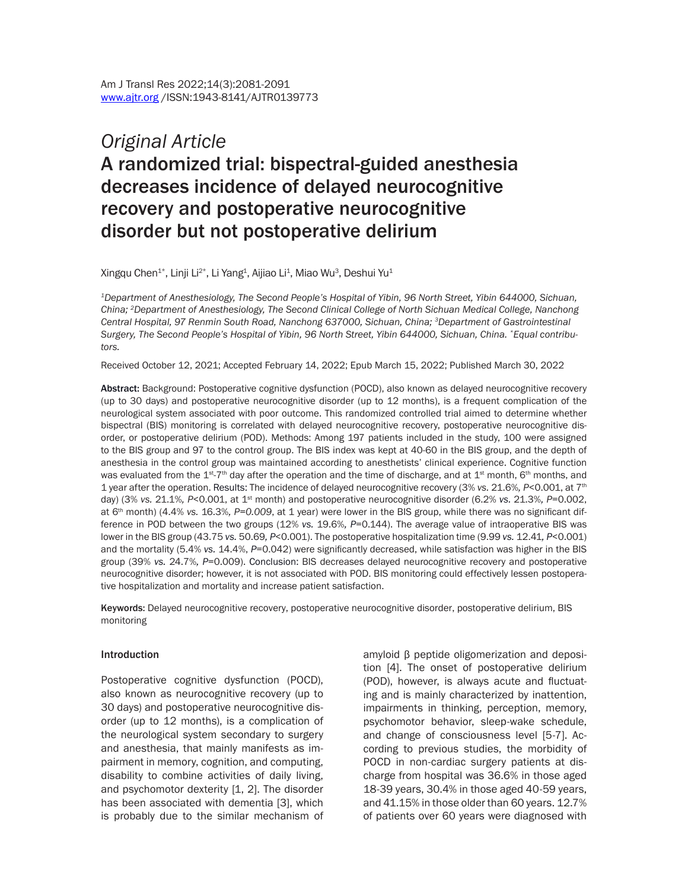*Original Article*

# A randomized trial: bispectral-guided anesthesia decreases incidence of delayed neurocognitive recovery and postoperative neurocognitive disorder but not postoperative delirium

Xingqu Chen[1*], Linji Li[2*], Li Yang[1], Aijiao Li[1], Miao Wu[3], Deshui Yu[1]

*[1]Department of Anesthesiology, The Second People's Hospital of Yibin, 96 North Street, Yibin 644000, Sichuan, China; [2]Department of Anesthesiology, The Second Clinical College of North Sichuan Medical College, Nanchong Central Hospital, 97 Renmin South Road, Nanchong 637000, Sichuan, China; [3]Department of Gastrointestinal Surgery, The Second People's Hospital of Yibin, 96 North Street, Yibin 644000, Sichuan, China. *Equal contributors.*

Received October 12, 2021; Accepted February 14, 2022; Epub March 15, 2022; Published March 30, 2022

**Abstract:** Background: Postoperative cognitive dysfunction (POCD), also known as delayed neurocognitive recovery (up to 30 days) and postoperative neurocognitive disorder (up to 12 months), is a frequent complication of the neurological system associated with poor outcome. This randomized controlled trial aimed to determine whether bispectral (BIS) monitoring is correlated with delayed neurocognitive recovery, postoperative neurocognitive disorder, or postoperative delirium (POD). Methods: Among 197 patients included in the study, 100 were assigned to the BIS group and 97 to the control group. The BIS index was kept at 40-60 in the BIS group, and the depth of anesthesia in the control group was maintained according to anesthetists' clinical experience. Cognitive function was evaluated from the 1st-7th day after the operation and the time of discharge, and at 1st month, 6th months, and 1 year after the operation. Results: The incidence of delayed neurocognitive recovery (3% *vs.* 21.6%, *P*<0.001, at 7th day) (3% *vs.* 21.1%, *P*<0.001, at 1st month) and postoperative neurocognitive disorder (6.2% *vs.* 21.3%, *P*=0.002, at 6th month) (4.4% *vs.* 16.3%, *P=0.009*, at 1 year) were lower in the BIS group, while there was no significant difference in POD between the two groups (12% *vs.* 19.6%, *P*=0.144). The average value of intraoperative BIS was lower in the BIS group (43.75 *vs.* 50.69, *P*<0.001). The postoperative hospitalization time (9.99 *vs.* 12.41, *P*<0.001) and the mortality (5.4% *vs.* 14.4%, *P*=0.042) were significantly decreased, while satisfaction was higher in the BIS group (39% *vs.* 24.7%, *P*=0.009). Conclusion: BIS decreases delayed neurocognitive recovery and postoperative neurocognitive disorder; however, it is not associated with POD. BIS monitoring could effectively lessen postoperative hospitalization and mortality and increase patient satisfaction.

**Keywords:** Delayed neurocognitive recovery, postoperative neurocognitive disorder, postoperative delirium, BIS monitoring

## Introduction

Postoperative cognitive dysfunction (POCD), also known as neurocognitive recovery (up to 30 days) and postoperative neurocognitive disorder (up to 12 months), is a complication of the neurological system secondary to surgery and anesthesia, that mainly manifests as impairment in memory, cognition, and computing, disability to combine activities of daily living, and psychomotor dexterity [1, 2]. The disorder has been associated with dementia [3], which is probably due to the similar mechanism of amyloid β peptide oligomerization and deposition [4]. The onset of postoperative delirium (POD), however, is always acute and fluctuating and is mainly characterized by inattention, impairments in thinking, perception, memory, psychomotor behavior, sleep-wake schedule, and change of consciousness level [5-7]. According to previous studies, the morbidity of POCD in non-cardiac surgery patients at discharge from hospital was 36.6% in those aged 18-39 years, 30.4% in those aged 40-59 years, and 41.15% in those older than 60 years. 12.7% of patients over 60 years were diagnosed with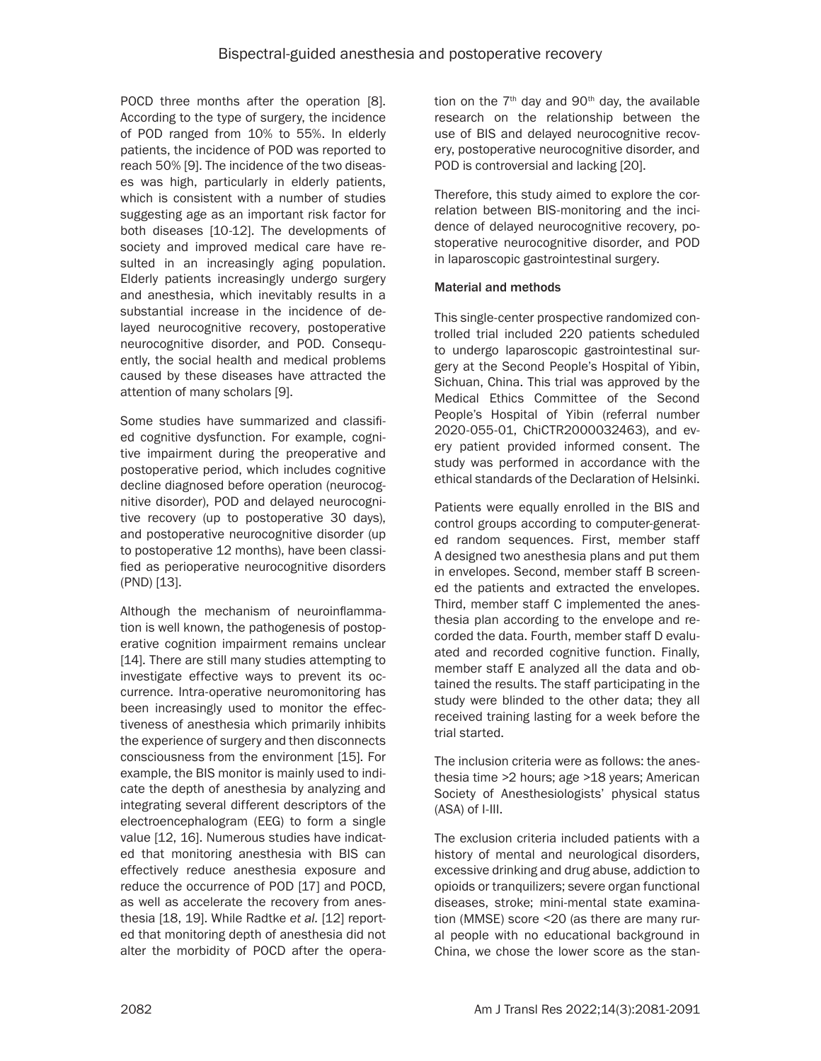POCD three months after the operation [8]. According to the type of surgery, the incidence of POD ranged from 10% to 55%. In elderly patients, the incidence of POD was reported to reach 50% [9]. The incidence of the two diseases was high, particularly in elderly patients, which is consistent with a number of studies suggesting age as an important risk factor for both diseases [10-12]. The developments of society and improved medical care have resulted in an increasingly aging population. Elderly patients increasingly undergo surgery and anesthesia, which inevitably results in a substantial increase in the incidence of delayed neurocognitive recovery, postoperative neurocognitive disorder, and POD. Consequently, the social health and medical problems caused by these diseases have attracted the attention of many scholars [9].

Some studies have summarized and classified cognitive dysfunction. For example, cognitive impairment during the preoperative and postoperative period, which includes cognitive decline diagnosed before operation (neurocognitive disorder), POD and delayed neurocognitive recovery (up to postoperative 30 days), and postoperative neurocognitive disorder (up to postoperative 12 months), have been classified as perioperative neurocognitive disorders (PND) [13].

Although the mechanism of neuroinflammation is well known, the pathogenesis of postoperative cognition impairment remains unclear [14]. There are still many studies attempting to investigate effective ways to prevent its occurrence. Intra-operative neuromonitoring has been increasingly used to monitor the effectiveness of anesthesia which primarily inhibits the experience of surgery and then disconnects consciousness from the environment [15]. For example, the BIS monitor is mainly used to indicate the depth of anesthesia by analyzing and integrating several different descriptors of the electroencephalogram (EEG) to form a single value [12, 16]. Numerous studies have indicated that monitoring anesthesia with BIS can effectively reduce anesthesia exposure and reduce the occurrence of POD [17] and POCD, as well as accelerate the recovery from anesthesia [18, 19]. While Radtke *et al.* [12] reported that monitoring depth of anesthesia did not alter the morbidity of POCD after the operation on the 7th day and 90th day, the available research on the relationship between the use of BIS and delayed neurocognitive recovery, postoperative neurocognitive disorder, and POD is controversial and lacking [20].

Therefore, this study aimed to explore the correlation between BIS-monitoring and the incidence of delayed neurocognitive recovery, postoperative neurocognitive disorder, and POD in laparoscopic gastrointestinal surgery.

## Material and methods

This single-center prospective randomized controlled trial included 220 patients scheduled to undergo laparoscopic gastrointestinal surgery at the Second People's Hospital of Yibin, Sichuan, China. This trial was approved by the Medical Ethics Committee of the Second People's Hospital of Yibin (referral number 2020-055-01, ChiCTR2000032463), and every patient provided informed consent. The study was performed in accordance with the ethical standards of the Declaration of Helsinki.

Patients were equally enrolled in the BIS and control groups according to computer-generated random sequences. First, member staff A designed two anesthesia plans and put them in envelopes. Second, member staff B screened the patients and extracted the envelopes. Third, member staff C implemented the anesthesia plan according to the envelope and recorded the data. Fourth, member staff D evaluated and recorded cognitive function. Finally, member staff E analyzed all the data and obtained the results. The staff participating in the study were blinded to the other data; they all received training lasting for a week before the trial started.

The inclusion criteria were as follows: the anesthesia time >2 hours; age >18 years; American Society of Anesthesiologists' physical status (ASA) of I-III.

The exclusion criteria included patients with a history of mental and neurological disorders, excessive drinking and drug abuse, addiction to opioids or tranquilizers; severe organ functional diseases, stroke; mini-mental state examination (MMSE) score <20 (as there are many rural people with no educational background in China, we chose the lower score as the stan-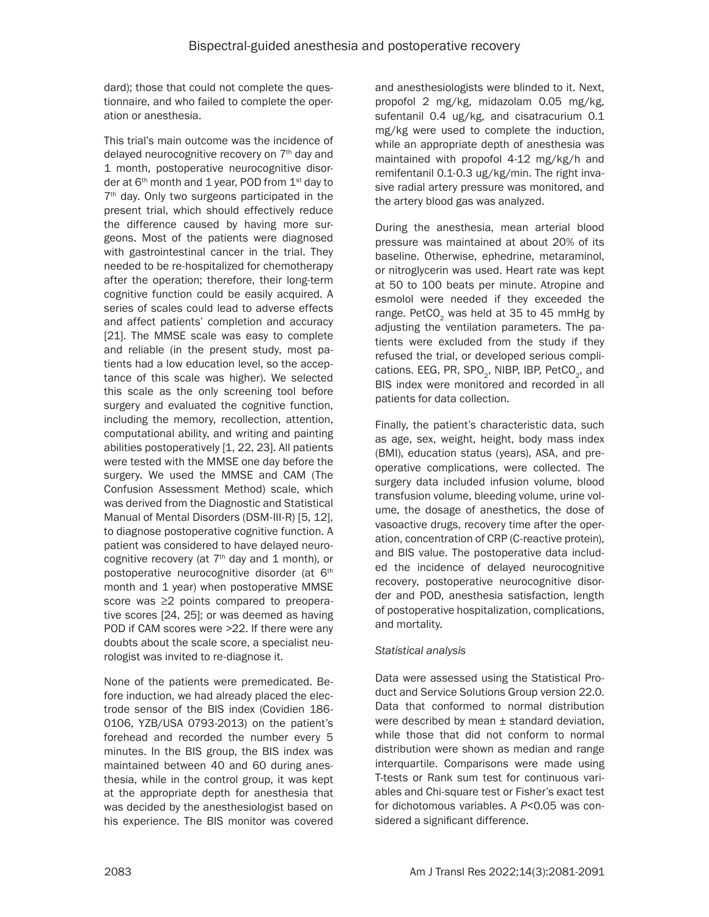dard); those that could not complete the questionnaire, and who failed to complete the operation or anesthesia.

This trial's main outcome was the incidence of delayed neurocognitive recovery on 7th day and 1 month, postoperative neurocognitive disorder at 6th month and 1 year, POD from 1st day to 7th day. Only two surgeons participated in the present trial, which should effectively reduce the difference caused by having more surgeons. Most of the patients were diagnosed with gastrointestinal cancer in the trial. They needed to be re-hospitalized for chemotherapy after the operation; therefore, their long-term cognitive function could be easily acquired. A series of scales could lead to adverse effects and affect patients' completion and accuracy [21]. The MMSE scale was easy to complete and reliable (in the present study, most patients had a low education level, so the acceptance of this scale was higher). We selected this scale as the only screening tool before surgery and evaluated the cognitive function, including the memory, recollection, attention, computational ability, and writing and painting abilities postoperatively [1, 22, 23]. All patients were tested with the MMSE one day before the surgery. We used the MMSE and CAM (The Confusion Assessment Method) scale, which was derived from the Diagnostic and Statistical Manual of Mental Disorders (DSM-III-R) [5, 12], to diagnose postoperative cognitive function. A patient was considered to have delayed neurocognitive recovery (at 7th day and 1 month), or postoperative neurocognitive disorder (at 6th month and 1 year) when postoperative MMSE score was ≥2 points compared to preoperative scores [24, 25]; or was deemed as having POD if CAM scores were >22. If there were any doubts about the scale score, a specialist neurologist was invited to re-diagnose it.

None of the patients were premedicated. Before induction, we had already placed the electrode sensor of the BIS index (Covidien 186-0106, YZB/USA 0793-2013) on the patient's forehead and recorded the number every 5 minutes. In the BIS group, the BIS index was maintained between 40 and 60 during anesthesia, while in the control group, it was kept at the appropriate depth for anesthesia that was decided by the anesthesiologist based on his experience. The BIS monitor was covered and anesthesiologists were blinded to it. Next, propofol 2 mg/kg, midazolam 0.05 mg/kg, sufentanil 0.4 ug/kg, and cisatracurium 0.1 mg/kg were used to complete the induction, while an appropriate depth of anesthesia was maintained with propofol 4-12 mg/kg/h and remifentanil 0.1-0.3 ug/kg/min. The right invasive radial artery pressure was monitored, and the artery blood gas was analyzed.

During the anesthesia, mean arterial blood pressure was maintained at about 20% of its baseline. Otherwise, ephedrine, metaraminol, or nitroglycerin was used. Heart rate was kept at 50 to 100 beats per minute. Atropine and esmolol were needed if they exceeded the range. $PetCO_2$ was held at 35 to 45 mmHg by adjusting the ventilation parameters. The patients were excluded from the study if they refused the trial, or developed serious complications. EEG, PR, $SPO_2$, NIBP, IBP, $PetCO_2$, and BIS index were monitored and recorded in all patients for data collection.

Finally, the patient's characteristic data, such as age, sex, weight, height, body mass index (BMI), education status (years), ASA, and preoperative complications, were collected. The surgery data included infusion volume, blood transfusion volume, bleeding volume, urine volume, the dosage of anesthetics, the dose of vasoactive drugs, recovery time after the operation, concentration of CRP (C-reactive protein), and BIS value. The postoperative data included the incidence of delayed neurocognitive recovery, postoperative neurocognitive disorder and POD, anesthesia satisfaction, length of postoperative hospitalization, complications, and mortality.

*Statistical analysis*

Data were assessed using the Statistical Product and Service Solutions Group version 22.0. Data that conformed to normal distribution were described by mean ± standard deviation, while those that did not conform to normal distribution were shown as median and range interquartile. Comparisons were made using T-tests or Rank sum test for continuous variables and Chi-square test or Fisher's exact test for dichotomous variables. A $P<0.05$ was considered a significant difference.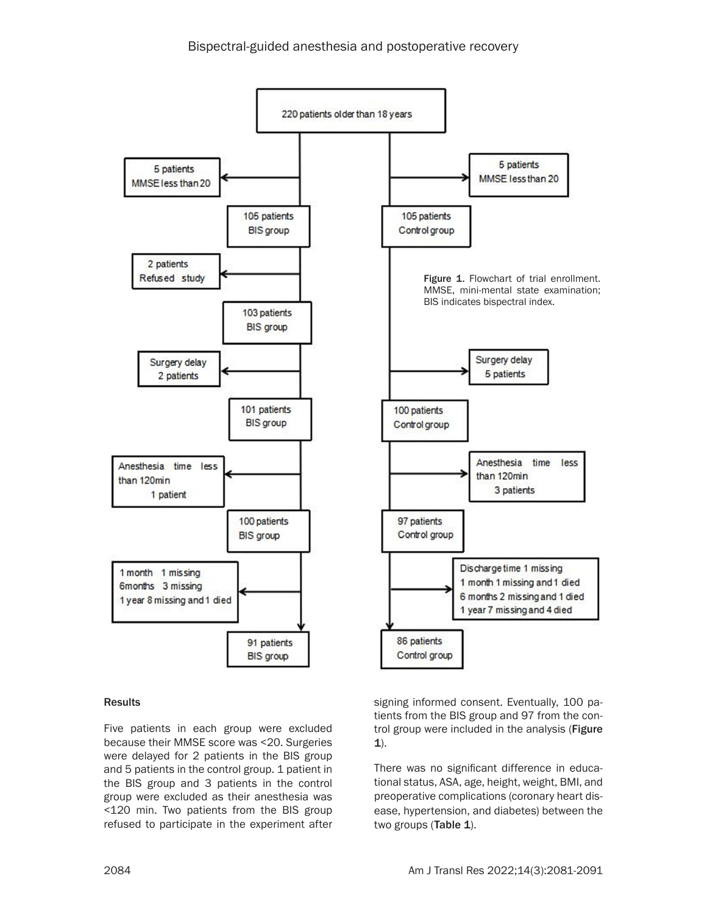Figure 1. Flowchart of trial enrollment. MMSE, mini-mental state examination; BIS indicates bispectral index.

## Results

Five patients in each group were excluded because their MMSE score was <20. Surgeries were delayed for 2 patients in the BIS group and 5 patients in the control group. 1 patient in the BIS group and 3 patients in the control group were excluded as their anesthesia was <120 min. Two patients from the BIS group refused to participate in the experiment after signing informed consent. Eventually, 100 patients from the BIS group and 97 from the control group were included in the analysis (**Figure 1**).

There was no significant difference in educational status, ASA, age, height, weight, BMI, and preoperative complications (coronary heart disease, hypertension, and diabetes) between the two groups (**Table 1**).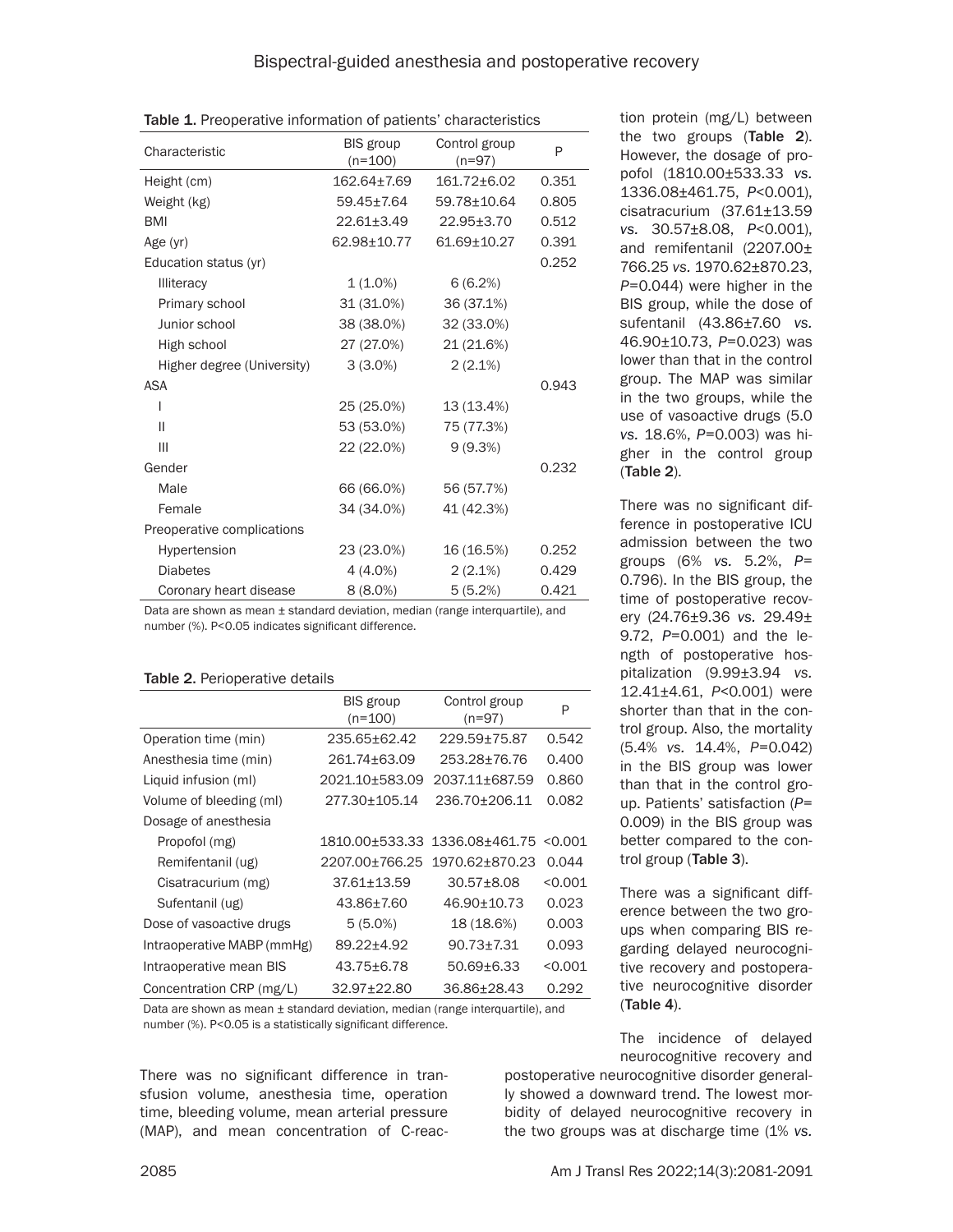Table 1. Preoperative information of patients' characteristics

| Characteristic | BIS group (n=100) | Control group (n=97) | P |
|---|---|---|---|
| Height (cm) | 162.64±7.69 | 161.72±6.02 | 0.351 |
| Weight (kg) | 59.45±7.64 | 59.78±10.64 | 0.805 |
| BMI | 22.61±3.49 | 22.95±3.70 | 0.512 |
| Age (yr) | 62.98±10.77 | 61.69±10.27 | 0.391 |
| Education status (yr) | | | 0.252 |
| Illiteracy | 1 (1.0%) | 6 (6.2%) | |
| Primary school | 31 (31.0%) | 36 (37.1%) | |
| Junior school | 38 (38.0%) | 32 (33.0%) | |
| High school | 27 (27.0%) | 21 (21.6%) | |
| Higher degree (University) | 3 (3.0%) | 2 (2.1%) | |
| ASA | | | 0.943 |
| I | 25 (25.0%) | 13 (13.4%) | |
| II | 53 (53.0%) | 75 (77.3%) | |
| III | 22 (22.0%) | 9 (9.3%) | |
| Gender | | | 0.232 |
| Male | 66 (66.0%) | 56 (57.7%) | |
| Female | 34 (34.0%) | 41 (42.3%) | |
| Preoperative complications | | | |
| Hypertension | 23 (23.0%) | 16 (16.5%) | 0.252 |
| Diabetes | 4 (4.0%) | 2 (2.1%) | 0.429 |
| Coronary heart disease | 8 (8.0%) | 5 (5.2%) | 0.421 |

Data are shown as mean ± standard deviation, median (range interquartile), and number (%). P<0.05 indicates significant difference.

Table 2. Perioperative details

| | BIS group (n=100) | Control group (n=97) | P |
|---|---|---|---|
| Operation time (min) | 235.65±62.42 | 229.59±75.87 | 0.542 |
| Anesthesia time (min) | 261.74±63.09 | 253.28±76.76 | 0.400 |
| Liquid infusion (ml) | 2021.10±583.09 | 2037.11±687.59 | 0.860 |
| Volume of bleeding (ml) | 277.30±105.14 | 236.70±206.11 | 0.082 |
| Dosage of anesthesia | | | |
| Propofol (mg) | 1810.00±533.33 | 1336.08±461.75 | <0.001 |
| Remifentanil (ug) | 2207.00±766.25 | 1970.62±870.23 | 0.044 |
| Cisatracurium (mg) | 37.61±13.59 | 30.57±8.08 | <0.001 |
| Sufentanil (ug) | 43.86±7.60 | 46.90±10.73 | 0.023 |
| Dose of vasoactive drugs | 5 (5.0%) | 18 (18.6%) | 0.003 |
| Intraoperative MABP (mmHg) | 89.22±4.92 | 90.73±7.31 | 0.093 |
| Intraoperative mean BIS | 43.75±6.78 | 50.69±6.33 | <0.001 |
| Concentration CRP (mg/L) | 32.97±22.80 | 36.86±28.43 | 0.292 |

Data are shown as mean ± standard deviation, median (range interquartile), and number (%). P<0.05 is a statistically significant difference.

There was no significant difference in transfusion volume, anesthesia time, operation time, bleeding volume, mean arterial pressure (MAP), and mean concentration of C-reaction protein (mg/L) between the two groups (**Table 2**). However, the dosage of propofol (1810.00±533.33 *vs.* 1336.08±461.75, *P*<0.001), cisatracurium (37.61±13.59 *vs.* 30.57±8.08, *P*<0.001), and remifentanil (2207.00±766.25 *vs.* 1970.62±870.23, *P*=0.044) were higher in the BIS group, while the dose of sufentanil (43.86±7.60 *vs.* 46.90±10.73, *P*=0.023) was lower than that in the control group. The MAP was similar in the two groups, while the use of vasoactive drugs (5.0 *vs.* 18.6%, *P*=0.003) was higher in the control group (**Table 2**).

There was no significant difference in postoperative ICU admission between the two groups (6% *vs.* 5.2%, *P*=0.796). In the BIS group, the time of postoperative recovery (24.76±9.36 *vs.* 29.49±9.72, *P*=0.001) and the length of postoperative hospitalization (9.99±3.94 *vs.* 12.41±4.61, *P*<0.001) were shorter than that in the control group. Also, the mortality (5.4% *vs.* 14.4%, *P*=0.042) in the BIS group was lower than that in the control group. Patients' satisfaction (*P*=0.009) in the BIS group was better compared to the control group (**Table 3**).

There was a significant difference between the two groups when comparing BIS regarding delayed neurocognitive recovery and postoperative neurocognitive disorder (**Table 4**).

The incidence of delayed neurocognitive recovery and postoperative neurocognitive disorder generally showed a downward trend. The lowest morbidity of delayed neurocognitive recovery in the two groups was at discharge time (1% *vs.*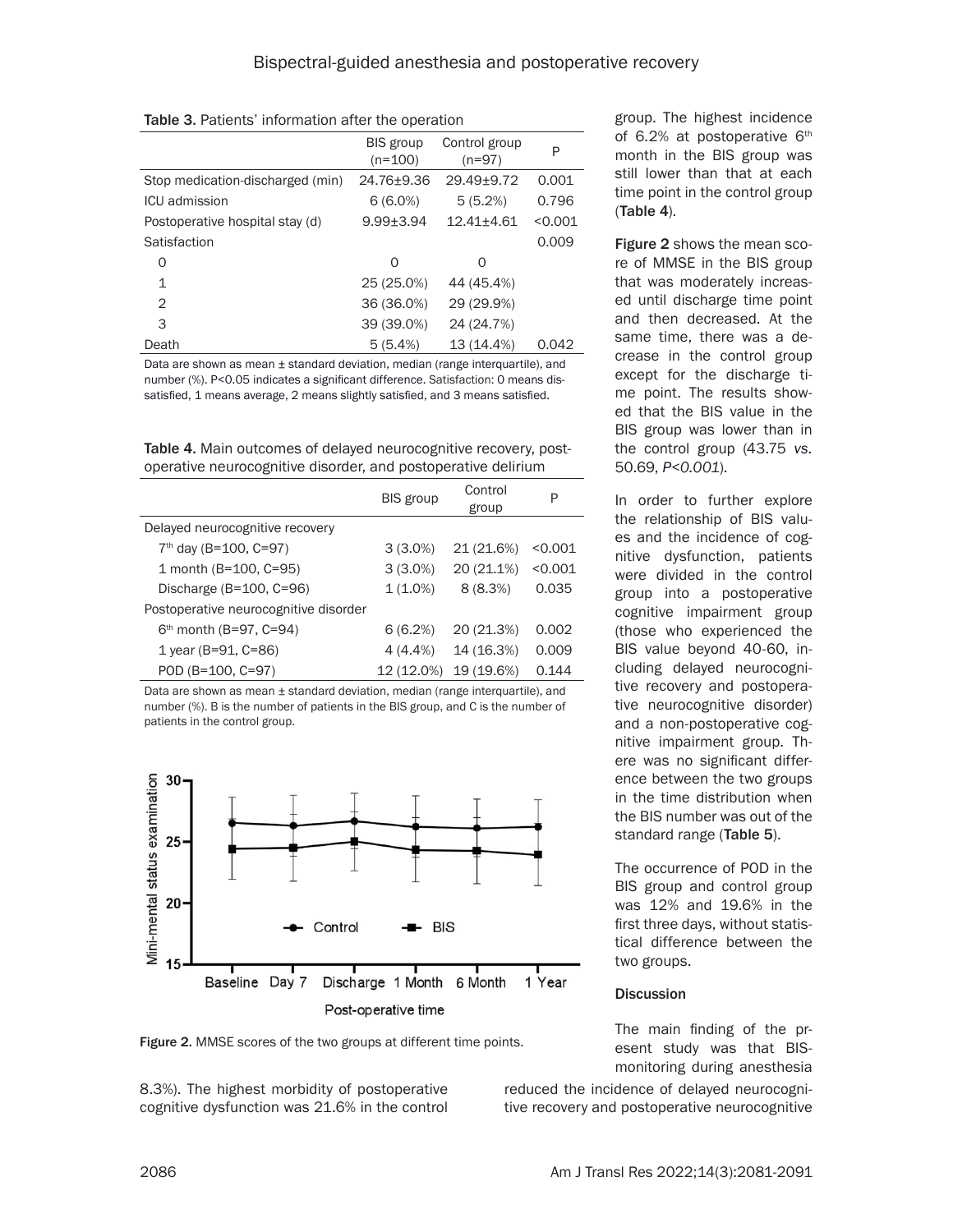Table 3. Patients' information after the operation

| | BIS group (n=100) | Control group (n=97) | P |
|---|---|---|---|
| Stop medication-discharged (min) | 24.76±9.36 | 29.49±9.72 | 0.001 |
| ICU admission | 6 (6.0%) | 5 (5.2%) | 0.796 |
| Postoperative hospital stay (d) | 9.99±3.94 | 12.41±4.61 | <0.001 |
| Satisfaction | | | 0.009 |
| 0 | 0 | 0 | |
| 1 | 25 (25.0%) | 44 (45.4%) | |
| 2 | 36 (36.0%) | 29 (29.9%) | |
| 3 | 39 (39.0%) | 24 (24.7%) | |
| Death | 5 (5.4%) | 13 (14.4%) | 0.042 |

Data are shown as mean ± standard deviation, median (range interquartile), and number (%). P<0.05 indicates a significant difference. Satisfaction: 0 means dissatisfied, 1 means average, 2 means slightly satisfied, and 3 means satisfied.

Table 4. Main outcomes of delayed neurocognitive recovery, postoperative neurocognitive disorder, and postoperative delirium

| | BIS group | Control group | P |
|---|---|---|---|
| Delayed neurocognitive recovery | | | |
| 7th day (B=100, C=97) | 3 (3.0%) | 21 (21.6%) | <0.001 |
| 1 month (B=100, C=95) | 3 (3.0%) | 20 (21.1%) | <0.001 |
| Discharge (B=100, C=96) | 1 (1.0%) | 8 (8.3%) | 0.035 |
| Postoperative neurocognitive disorder | | | |
| 6th month (B=97, C=94) | 6 (6.2%) | 20 (21.3%) | 0.002 |
| 1 year (B=91, C=86) | 4 (4.4%) | 14 (16.3%) | 0.009 |
| POD (B=100, C=97) | 12 (12.0%) | 19 (19.6%) | 0.144 |

Data are shown as mean ± standard deviation, median (range interquartile), and number (%). B is the number of patients in the BIS group, and C is the number of patients in the control group.

Figure 2. MMSE scores of the two groups at different time points.

8.3%). The highest morbidity of postoperative cognitive dysfunction was 21.6% in the control group. The highest incidence of 6.2% at postoperative 6th month in the BIS group was still lower than that at each time point in the control group (Table 4).

Figure 2 shows the mean score of MMSE in the BIS group that was moderately increased until discharge time point and then decreased. At the same time, there was a decrease in the control group except for the discharge time point. The results showed that the BIS value in the BIS group was lower than in the control group (43.75 *vs.* 50.69, *P<0.001*).

In order to further explore the relationship of BIS values and the incidence of cognitive dysfunction, patients were divided in the control group into a postoperative cognitive impairment group (those who experienced the BIS value beyond 40-60, including delayed neurocognitive recovery and postoperative neurocognitive disorder) and a non-postoperative cognitive impairment group. There was no significant difference between the two groups in the time distribution when the BIS number was out of the standard range (Table 5).

The occurrence of POD in the BIS group and control group was 12% and 19.6% in the first three days, without statistical difference between the two groups.

## Discussion

The main finding of the present study was that BIS-monitoring during anesthesia reduced the incidence of delayed neurocognitive recovery and postoperative neurocognitive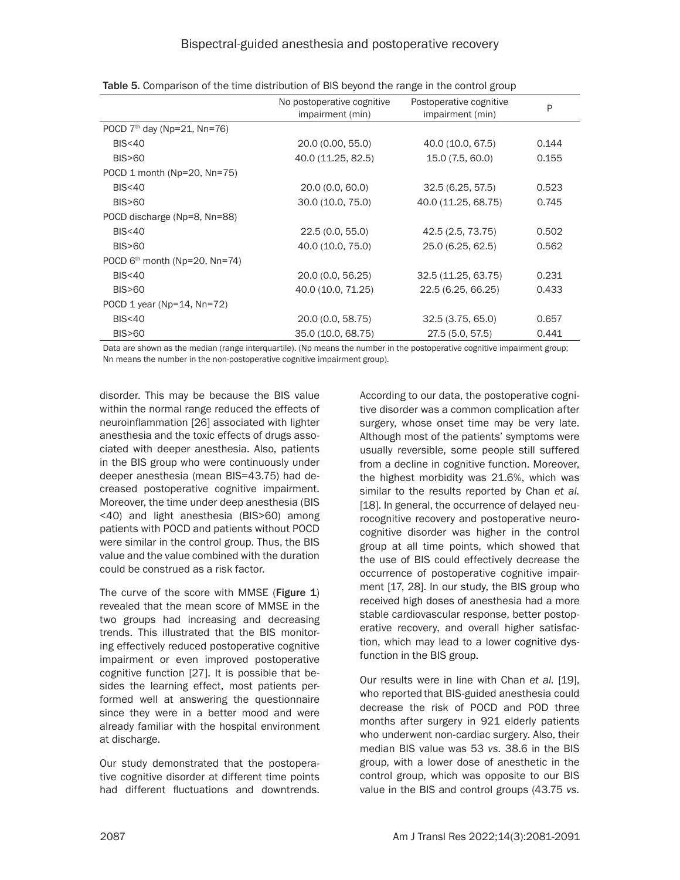**Table 5.** Comparison of the time distribution of BIS beyond the range in the control group

| | No postoperative cognitive impairment (min) | Postoperative cognitive impairment (min) | P |
|---|---|---|---|
| POCD 7th day (Np=21, Nn=76) | | | |
| BIS<40 | 20.0 (0.00, 55.0) | 40.0 (10.0, 67.5) | 0.144 |
| BIS>60 | 40.0 (11.25, 82.5) | 15.0 (7.5, 60.0) | 0.155 |
| POCD 1 month (Np=20, Nn=75) | | | |
| BIS<40 | 20.0 (0.0, 60.0) | 32.5 (6.25, 57.5) | 0.523 |
| BIS>60 | 30.0 (10.0, 75.0) | 40.0 (11.25, 68.75) | 0.745 |
| POCD discharge (Np=8, Nn=88) | | | |
| BIS<40 | 22.5 (0.0, 55.0) | 42.5 (2.5, 73.75) | 0.502 |
| BIS>60 | 40.0 (10.0, 75.0) | 25.0 (6.25, 62.5) | 0.562 |
| POCD 6th month (Np=20, Nn=74) | | | |
| BIS<40 | 20.0 (0.0, 56.25) | 32.5 (11.25, 63.75) | 0.231 |
| BIS>60 | 40.0 (10.0, 71.25) | 22.5 (6.25, 66.25) | 0.433 |
| POCD 1 year (Np=14, Nn=72) | | | |
| BIS<40 | 20.0 (0.0, 58.75) | 32.5 (3.75, 65.0) | 0.657 |
| BIS>60 | 35.0 (10.0, 68.75) | 27.5 (5.0, 57.5) | 0.441 |

Data are shown as the median (range interquartile). (Np means the number in the postoperative cognitive impairment group; Nn means the number in the non-postoperative cognitive impairment group).

disorder. This may be because the BIS value within the normal range reduced the effects of neuroinflammation [26] associated with lighter anesthesia and the toxic effects of drugs associated with deeper anesthesia. Also, patients in the BIS group who were continuously under deeper anesthesia (mean BIS=43.75) had decreased postoperative cognitive impairment. Moreover, the time under deep anesthesia (BIS <40) and light anesthesia (BIS>60) among patients with POCD and patients without POCD were similar in the control group. Thus, the BIS value and the value combined with the duration could be construed as a risk factor.

The curve of the score with MMSE (**Figure 1**) revealed that the mean score of MMSE in the two groups had increasing and decreasing trends. This illustrated that the BIS monitoring effectively reduced postoperative cognitive impairment or even improved postoperative cognitive function [27]. It is possible that besides the learning effect, most patients performed well at answering the questionnaire since they were in a better mood and were already familiar with the hospital environment at discharge.

Our study demonstrated that the postoperative cognitive disorder at different time points had different fluctuations and downtrends. According to our data, the postoperative cognitive disorder was a common complication after surgery, whose onset time may be very late. Although most of the patients' symptoms were usually reversible, some people still suffered from a decline in cognitive function. Moreover, the highest morbidity was 21.6%, which was similar to the results reported by Chan *et al.* [18]. In general, the occurrence of delayed neurocognitive recovery and postoperative neurocognitive disorder was higher in the control group at all time points, which showed that the use of BIS could effectively decrease the occurrence of postoperative cognitive impairment [17, 28]. In our study, the BIS group who received high doses of anesthesia had a more stable cardiovascular response, better postoperative recovery, and overall higher satisfaction, which may lead to a lower cognitive dysfunction in the BIS group.

Our results were in line with Chan *et al.* [19], who reported that BIS-guided anesthesia could decrease the risk of POCD and POD three months after surgery in 921 elderly patients who underwent non-cardiac surgery. Also, their median BIS value was 53 *vs.* 38.6 in the BIS group, with a lower dose of anesthetic in the control group, which was opposite to our BIS value in the BIS and control groups (43.75 *vs.*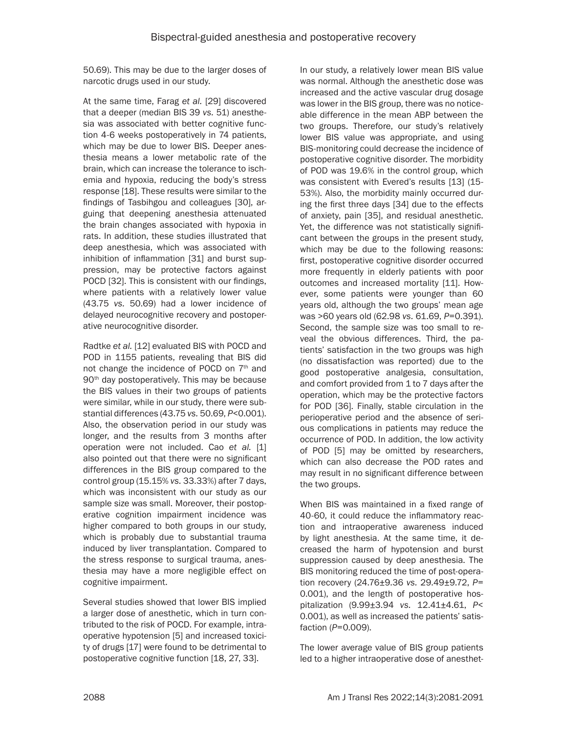50.69). This may be due to the larger doses of narcotic drugs used in our study.

At the same time, Farag *et al.* [29] discovered that a deeper (median BIS 39 *vs.* 51) anesthesia was associated with better cognitive function 4-6 weeks postoperatively in 74 patients, which may be due to lower BIS. Deeper anesthesia means a lower metabolic rate of the brain, which can increase the tolerance to ischemia and hypoxia, reducing the body's stress response [18]. These results were similar to the findings of Tasbihgou and colleagues [30], arguing that deepening anesthesia attenuated the brain changes associated with hypoxia in rats. In addition, these studies illustrated that deep anesthesia, which was associated with inhibition of inflammation [31] and burst suppression, may be protective factors against POCD [32]. This is consistent with our findings, where patients with a relatively lower value (43.75 *vs.* 50.69) had a lower incidence of delayed neurocognitive recovery and postoperative neurocognitive disorder.

Radtke *et al.* [12] evaluated BIS with POCD and POD in 1155 patients, revealing that BIS did not change the incidence of POCD on 7th and 90th day postoperatively. This may be because the BIS values in their two groups of patients were similar, while in our study, there were substantial differences (43.75 *vs.* 50.69, $P<0.001$). Also, the observation period in our study was longer, and the results from 3 months after operation were not included. Cao *et al.* [1] also pointed out that there were no significant differences in the BIS group compared to the control group (15.15% *vs.* 33.33%) after 7 days, which was inconsistent with our study as our sample size was small. Moreover, their postoperative cognition impairment incidence was higher compared to both groups in our study, which is probably due to substantial trauma induced by liver transplantation. Compared to the stress response to surgical trauma, anesthesia may have a more negligible effect on cognitive impairment.

Several studies showed that lower BIS implied a larger dose of anesthetic, which in turn contributed to the risk of POCD. For example, intraoperative hypotension [5] and increased toxicity of drugs [17] were found to be detrimental to postoperative cognitive function [18, 27, 33].

In our study, a relatively lower mean BIS value was normal. Although the anesthetic dose was increased and the active vascular drug dosage was lower in the BIS group, there was no noticeable difference in the mean ABP between the two groups. Therefore, our study's relatively lower BIS value was appropriate, and using BIS-monitoring could decrease the incidence of postoperative cognitive disorder. The morbidity of POD was 19.6% in the control group, which was consistent with Evered's results [13] (15-53%). Also, the morbidity mainly occurred during the first three days [34] due to the effects of anxiety, pain [35], and residual anesthetic. Yet, the difference was not statistically significant between the groups in the present study, which may be due to the following reasons: first, postoperative cognitive disorder occurred more frequently in elderly patients with poor outcomes and increased mortality [11]. However, some patients were younger than 60 years old, although the two groups' mean age was >60 years old (62.98 *vs.* 61.69, $P=0.391$). Second, the sample size was too small to reveal the obvious differences. Third, the patients' satisfaction in the two groups was high (no dissatisfaction was reported) due to the good postoperative analgesia, consultation, and comfort provided from 1 to 7 days after the operation, which may be the protective factors for POD [36]. Finally, stable circulation in the perioperative period and the absence of serious complications in patients may reduce the occurrence of POD. In addition, the low activity of POD [5] may be omitted by researchers, which can also decrease the POD rates and may result in no significant difference between the two groups.

When BIS was maintained in a fixed range of 40-60, it could reduce the inflammatory reaction and intraoperative awareness induced by light anesthesia. At the same time, it decreased the harm of hypotension and burst suppression caused by deep anesthesia. The BIS monitoring reduced the time of post-operation recovery (24.76±9.36 *vs.* 29.49±9.72, $P=0.001$), and the length of postoperative hospitalization (9.99±3.94 *vs.* 12.41±4.61, $P<0.001$), as well as increased the patients' satisfaction ($P=0.009$).

The lower average value of BIS group patients led to a higher intraoperative dose of anesthet-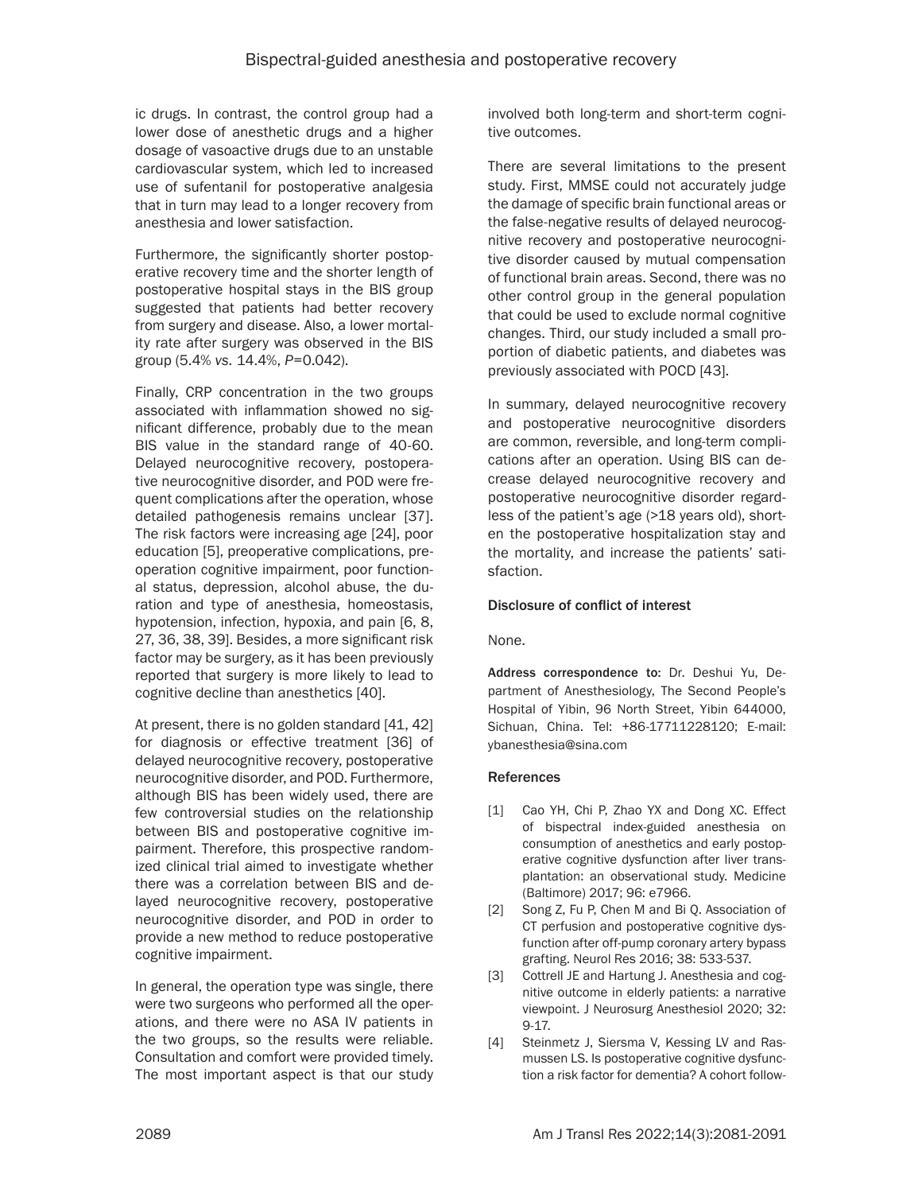ic drugs. In contrast, the control group had a lower dose of anesthetic drugs and a higher dosage of vasoactive drugs due to an unstable cardiovascular system, which led to increased use of sufentanil for postoperative analgesia that in turn may lead to a longer recovery from anesthesia and lower satisfaction.

Furthermore, the significantly shorter postoperative recovery time and the shorter length of postoperative hospital stays in the BIS group suggested that patients had better recovery from surgery and disease. Also, a lower mortality rate after surgery was observed in the BIS group (5.4% *vs.* 14.4%, *P*=0.042).

Finally, CRP concentration in the two groups associated with inflammation showed no significant difference, probably due to the mean BIS value in the standard range of 40-60. Delayed neurocognitive recovery, postoperative neurocognitive disorder, and POD were frequent complications after the operation, whose detailed pathogenesis remains unclear [37]. The risk factors were increasing age [24], poor education [5], preoperative complications, preoperation cognitive impairment, poor functional status, depression, alcohol abuse, the duration and type of anesthesia, homeostasis, hypotension, infection, hypoxia, and pain [6, 8, 27, 36, 38, 39]. Besides, a more significant risk factor may be surgery, as it has been previously reported that surgery is more likely to lead to cognitive decline than anesthetics [40].

At present, there is no golden standard [41, 42] for diagnosis or effective treatment [36] of delayed neurocognitive recovery, postoperative neurocognitive disorder, and POD. Furthermore, although BIS has been widely used, there are few controversial studies on the relationship between BIS and postoperative cognitive impairment. Therefore, this prospective randomized clinical trial aimed to investigate whether there was a correlation between BIS and delayed neurocognitive recovery, postoperative neurocognitive disorder, and POD in order to provide a new method to reduce postoperative cognitive impairment.

In general, the operation type was single, there were two surgeons who performed all the operations, and there were no ASA IV patients in the two groups, so the results were reliable. Consultation and comfort were provided timely. The most important aspect is that our study involved both long-term and short-term cognitive outcomes.

There are several limitations to the present study. First, MMSE could not accurately judge the damage of specific brain functional areas or the false-negative results of delayed neurocognitive recovery and postoperative neurocognitive disorder caused by mutual compensation of functional brain areas. Second, there was no other control group in the general population that could be used to exclude normal cognitive changes. Third, our study included a small proportion of diabetic patients, and diabetes was previously associated with POCD [43].

In summary, delayed neurocognitive recovery and postoperative neurocognitive disorders are common, reversible, and long-term complications after an operation. Using BIS can decrease delayed neurocognitive recovery and postoperative neurocognitive disorder regardless of the patient's age (>18 years old), shorten the postoperative hospitalization stay and the mortality, and increase the patients' satisfaction.

### Disclosure of conflict of interest

None.

**Address correspondence to:** Dr. Deshui Yu, Department of Anesthesiology, The Second People's Hospital of Yibin, 96 North Street, Yibin 644000, Sichuan, China. Tel: +86-17711228120; E-mail: ybanesthesia@sina.com

### References

[1] Cao YH, Chi P, Zhao YX and Dong XC. Effect of bispectral index-guided anesthesia on consumption of anesthetics and early postoperative cognitive dysfunction after liver transplantation: an observational study. Medicine (Baltimore) 2017; 96: e7966.

[2] Song Z, Fu P, Chen M and Bi Q. Association of CT perfusion and postoperative cognitive dysfunction after off-pump coronary artery bypass grafting. Neurol Res 2016; 38: 533-537.

[3] Cottrell JE and Hartung J. Anesthesia and cognitive outcome in elderly patients: a narrative viewpoint. J Neurosurg Anesthesiol 2020; 32: 9-17.

[4] Steinmetz J, Siersma V, Kessing LV and Rasmussen LS. Is postoperative cognitive dysfunction a risk factor for dementia? A cohort follow-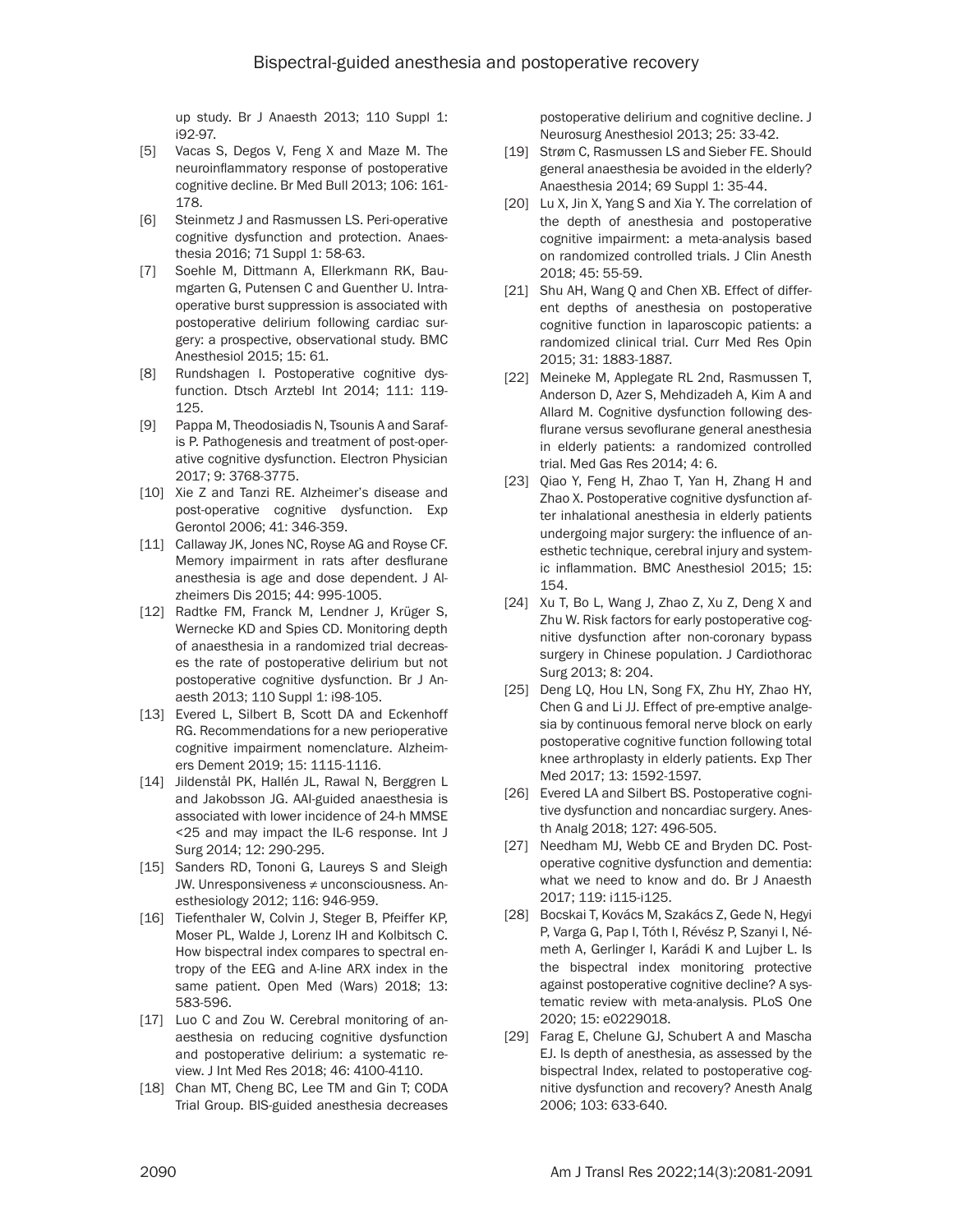up study. Br J Anaesth 2013; 110 Suppl 1: i92-97.

[5] Vacas S, Degos V, Feng X and Maze M. The neuroinflammatory response of postoperative cognitive decline. Br Med Bull 2013; 106: 161-178.

[6] Steinmetz J and Rasmussen LS. Peri-operative cognitive dysfunction and protection. Anaesthesia 2016; 71 Suppl 1: 58-63.

[7] Soehle M, Dittmann A, Ellerkmann RK, Baumgarten G, Putensen C and Guenther U. Intraoperative burst suppression is associated with postoperative delirium following cardiac surgery: a prospective, observational study. BMC Anesthesiol 2015; 15: 61.

[8] Rundshagen I. Postoperative cognitive dysfunction. Dtsch Arztebl Int 2014; 111: 119-125.

[9] Pappa M, Theodosiadis N, Tsounis A and Sarafis P. Pathogenesis and treatment of post-operative cognitive dysfunction. Electron Physician 2017; 9: 3768-3775.

[10] Xie Z and Tanzi RE. Alzheimer's disease and post-operative cognitive dysfunction. Exp Gerontol 2006; 41: 346-359.

[11] Callaway JK, Jones NC, Royse AG and Royse CF. Memory impairment in rats after desflurane anesthesia is age and dose dependent. J Alzheimers Dis 2015; 44: 995-1005.

[12] Radtke FM, Franck M, Lendner J, Krüger S, Wernecke KD and Spies CD. Monitoring depth of anaesthesia in a randomized trial decreases the rate of postoperative delirium but not postoperative cognitive dysfunction. Br J Anaesth 2013; 110 Suppl 1: i98-105.

[13] Evered L, Silbert B, Scott DA and Eckenhoff RG. Recommendations for a new perioperative cognitive impairment nomenclature. Alzheimers Dement 2019; 15: 1115-1116.

[14] Jildenstål PK, Hallén JL, Rawal N, Berggren L and Jakobsson JG. AAI-guided anaesthesia is associated with lower incidence of 24-h MMSE <25 and may impact the IL-6 response. Int J Surg 2014; 12: 290-295.

[15] Sanders RD, Tononi G, Laureys S and Sleigh JW. Unresponsiveness ≠ unconsciousness. Anesthesiology 2012; 116: 946-959.

[16] Tiefenthaler W, Colvin J, Steger B, Pfeiffer KP, Moser PL, Walde J, Lorenz IH and Kolbitsch C. How bispectral index compares to spectral entropy of the EEG and A-line ARX index in the same patient. Open Med (Wars) 2018; 13: 583-596.

[17] Luo C and Zou W. Cerebral monitoring of anaesthesia on reducing cognitive dysfunction and postoperative delirium: a systematic review. J Int Med Res 2018; 46: 4100-4110.

[18] Chan MT, Cheng BC, Lee TM and Gin T; CODA Trial Group. BIS-guided anesthesia decreases postoperative delirium and cognitive decline. J Neurosurg Anesthesiol 2013; 25: 33-42.

[19] Strøm C, Rasmussen LS and Sieber FE. Should general anaesthesia be avoided in the elderly? Anaesthesia 2014; 69 Suppl 1: 35-44.

[20] Lu X, Jin X, Yang S and Xia Y. The correlation of the depth of anesthesia and postoperative cognitive impairment: a meta-analysis based on randomized controlled trials. J Clin Anesth 2018; 45: 55-59.

[21] Shu AH, Wang Q and Chen XB. Effect of different depths of anesthesia on postoperative cognitive function in laparoscopic patients: a randomized clinical trial. Curr Med Res Opin 2015; 31: 1883-1887.

[22] Meineke M, Applegate RL 2nd, Rasmussen T, Anderson D, Azer S, Mehdizadeh A, Kim A and Allard M. Cognitive dysfunction following desflurane versus sevoflurane general anesthesia in elderly patients: a randomized controlled trial. Med Gas Res 2014; 4: 6.

[23] Qiao Y, Feng H, Zhao T, Yan H, Zhang H and Zhao X. Postoperative cognitive dysfunction after inhalational anesthesia in elderly patients undergoing major surgery: the influence of anesthetic technique, cerebral injury and systemic inflammation. BMC Anesthesiol 2015; 15: 154.

[24] Xu T, Bo L, Wang J, Zhao Z, Xu Z, Deng X and Zhu W. Risk factors for early postoperative cognitive dysfunction after non-coronary bypass surgery in Chinese population. J Cardiothorac Surg 2013; 8: 204.

[25] Deng LQ, Hou LN, Song FX, Zhu HY, Zhao HY, Chen G and Li JJ. Effect of pre-emptive analgesia by continuous femoral nerve block on early postoperative cognitive function following total knee arthroplasty in elderly patients. Exp Ther Med 2017; 13: 1592-1597.

[26] Evered LA and Silbert BS. Postoperative cognitive dysfunction and noncardiac surgery. Anesth Analg 2018; 127: 496-505.

[27] Needham MJ, Webb CE and Bryden DC. Postoperative cognitive dysfunction and dementia: what we need to know and do. Br J Anaesth 2017; 119: i115-i125.

[28] Bocskai T, Kovács M, Szakács Z, Gede N, Hegyi P, Varga G, Pap I, Tóth I, Révész P, Szanyi I, Németh A, Gerlinger I, Karádi K and Lujber L. Is the bispectral index monitoring protective against postoperative cognitive decline? A systematic review with meta-analysis. PLoS One 2020; 15: e0229018.

[29] Farag E, Chelune GJ, Schubert A and Mascha EJ. Is depth of anesthesia, as assessed by the bispectral Index, related to postoperative cognitive dysfunction and recovery? Anesth Analg 2006; 103: 633-640.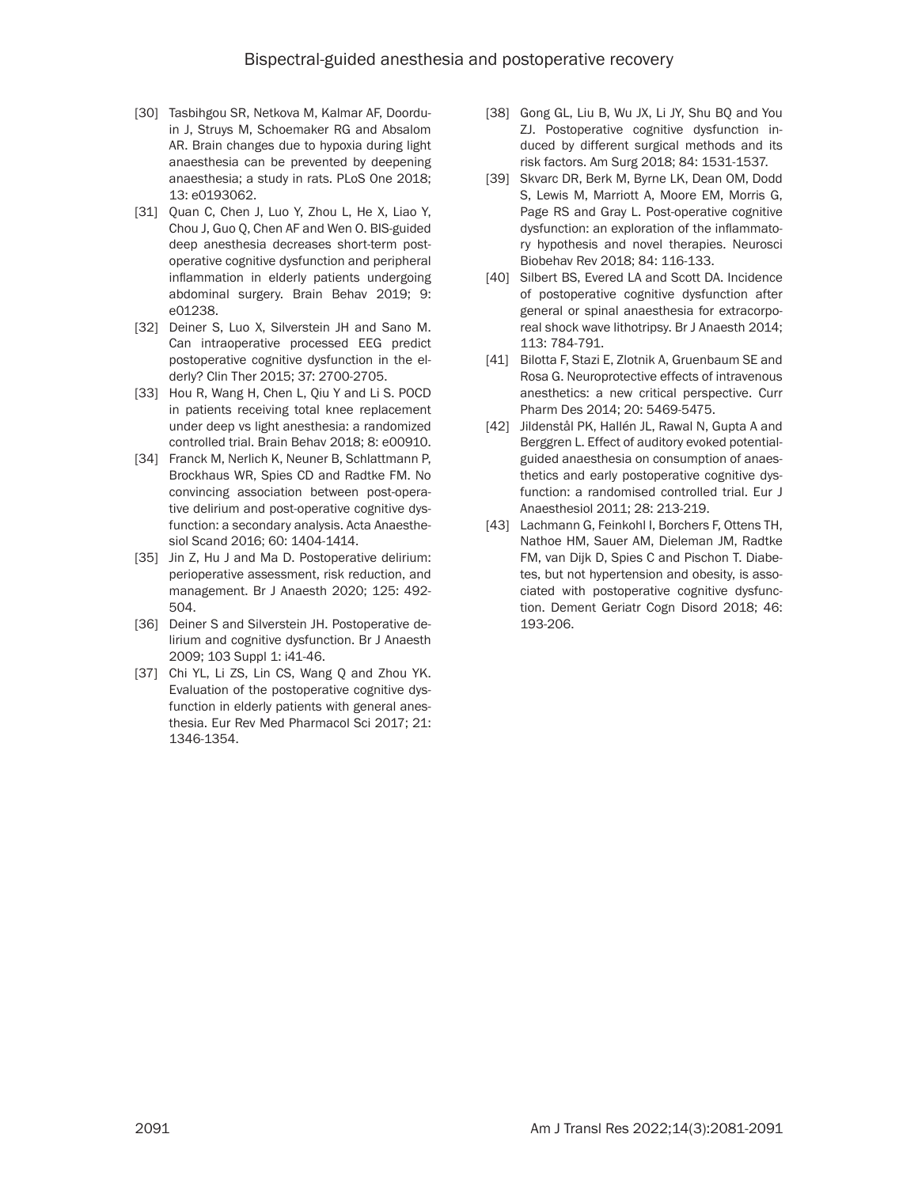[30] Tasbihgou SR, Netkova M, Kalmar AF, Doorduin J, Struys M, Schoemaker RG and Absalom AR. Brain changes due to hypoxia during light anaesthesia can be prevented by deepening anaesthesia; a study in rats. PLoS One 2018; 13: e0193062.

[31] Quan C, Chen J, Luo Y, Zhou L, He X, Liao Y, Chou J, Guo Q, Chen AF and Wen O. BIS-guided deep anesthesia decreases short-term postoperative cognitive dysfunction and peripheral inflammation in elderly patients undergoing abdominal surgery. Brain Behav 2019; 9: e01238.

[32] Deiner S, Luo X, Silverstein JH and Sano M. Can intraoperative processed EEG predict postoperative cognitive dysfunction in the elderly? Clin Ther 2015; 37: 2700-2705.

[33] Hou R, Wang H, Chen L, Qiu Y and Li S. POCD in patients receiving total knee replacement under deep vs light anesthesia: a randomized controlled trial. Brain Behav 2018; 8: e00910.

[34] Franck M, Nerlich K, Neuner B, Schlattmann P, Brockhaus WR, Spies CD and Radtke FM. No convincing association between post-operative delirium and post-operative cognitive dysfunction: a secondary analysis. Acta Anaesthesiol Scand 2016; 60: 1404-1414.

[35] Jin Z, Hu J and Ma D. Postoperative delirium: perioperative assessment, risk reduction, and management. Br J Anaesth 2020; 125: 492-504.

[36] Deiner S and Silverstein JH. Postoperative delirium and cognitive dysfunction. Br J Anaesth 2009; 103 Suppl 1: i41-46.

[37] Chi YL, Li ZS, Lin CS, Wang Q and Zhou YK. Evaluation of the postoperative cognitive dysfunction in elderly patients with general anesthesia. Eur Rev Med Pharmacol Sci 2017; 21: 1346-1354.

[38] Gong GL, Liu B, Wu JX, Li JY, Shu BQ and You ZJ. Postoperative cognitive dysfunction induced by different surgical methods and its risk factors. Am Surg 2018; 84: 1531-1537.

[39] Skvarc DR, Berk M, Byrne LK, Dean OM, Dodd S, Lewis M, Marriott A, Moore EM, Morris G, Page RS and Gray L. Post-operative cognitive dysfunction: an exploration of the inflammatory hypothesis and novel therapies. Neurosci Biobehav Rev 2018; 84: 116-133.

[40] Silbert BS, Evered LA and Scott DA. Incidence of postoperative cognitive dysfunction after general or spinal anaesthesia for extracorporeal shock wave lithotripsy. Br J Anaesth 2014; 113: 784-791.

[41] Bilotta F, Stazi E, Zlotnik A, Gruenbaum SE and Rosa G. Neuroprotective effects of intravenous anesthetics: a new critical perspective. Curr Pharm Des 2014; 20: 5469-5475.

[42] Jildenstål PK, Hallén JL, Rawal N, Gupta A and Berggren L. Effect of auditory evoked potential-guided anaesthesia on consumption of anaesthetics and early postoperative cognitive dysfunction: a randomised controlled trial. Eur J Anaesthesiol 2011; 28: 213-219.

[43] Lachmann G, Feinkohl I, Borchers F, Ottens TH, Nathoe HM, Sauer AM, Dieleman JM, Radtke FM, van Dijk D, Spies C and Pischon T. Diabetes, but not hypertension and obesity, is associated with postoperative cognitive dysfunction. Dement Geriatr Cogn Disord 2018; 46: 193-206.